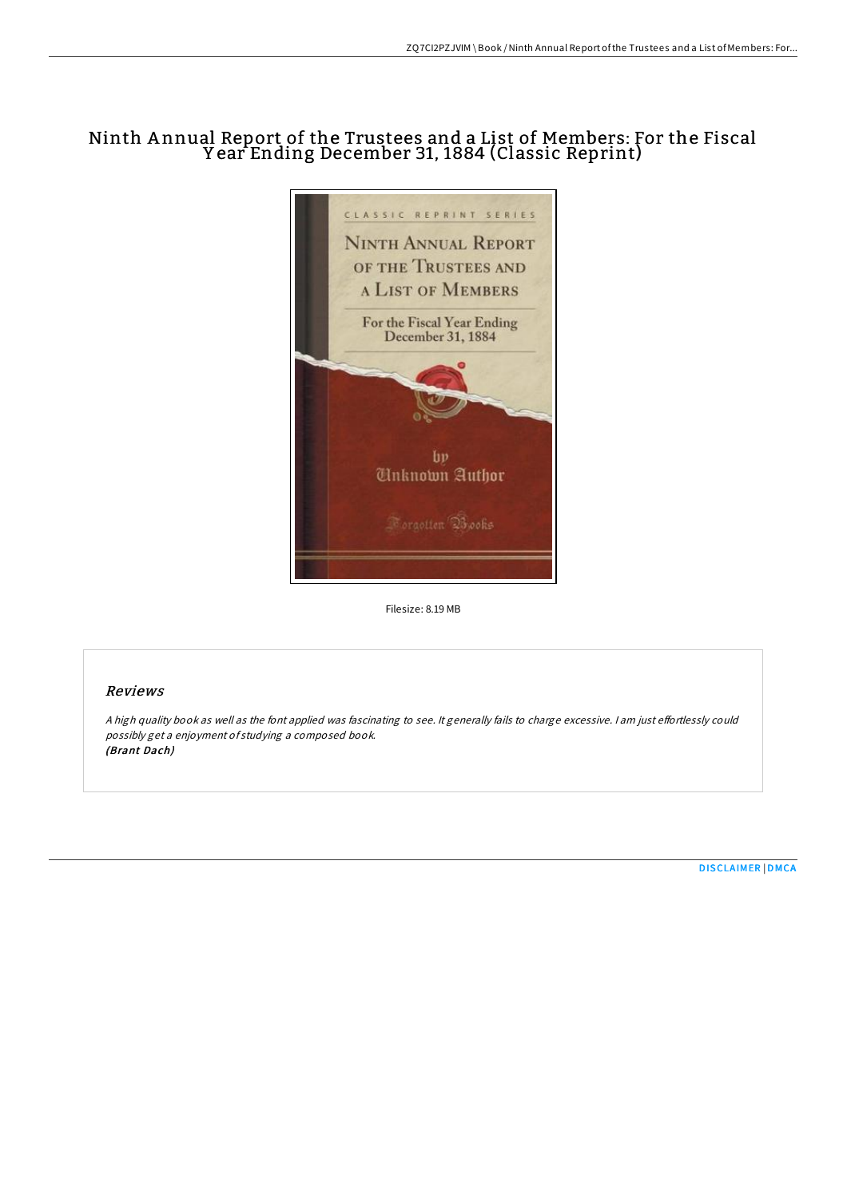# Ninth Annual Report of the Trustees and a List of Members: For the Fiscal Year Ending December 31, 1884 (Classic Reprint)

Filesize: 8.19 MB

## Reviews

*A high quality book as well as the font applied was fascinating to see. It generally fails to charge excessive. I am just effortlessly could possibly get a enjoyment of studying a composed book.*
*(Brant Dach)*

DISCLAIMER | DMCA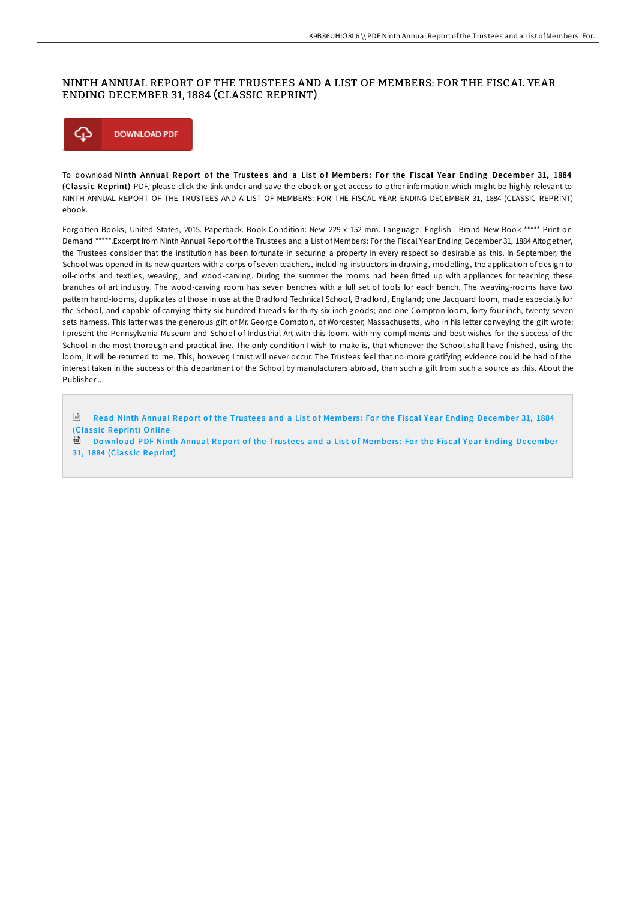# NINTH ANNUAL REPORT OF THE TRUSTEES AND A LIST OF MEMBERS: FOR THE FISCAL YEAR ENDING DECEMBER 31, 1884 (CLASSIC REPRINT)

DOWNLOAD PDF

To download **Ninth Annual Report of the Trustees and a List of Members: For the Fiscal Year Ending December 31, 1884 (Classic Reprint)** PDF, please click the link under and save the ebook or get access to other information which might be highly relevant to NINTH ANNUAL REPORT OF THE TRUSTEES AND A LIST OF MEMBERS: FOR THE FISCAL YEAR ENDING DECEMBER 31, 1884 (CLASSIC REPRINT) ebook.

Forgotten Books, United States, 2015. Paperback. Book Condition: New. 229 x 152 mm. Language: English . Brand New Book ***** Print on Demand *****.Excerpt from Ninth Annual Report of the Trustees and a List of Members: For the Fiscal Year Ending December 31, 1884 Altogether, the Trustees consider that the institution has been fortunate in securing a property in every respect so desirable as this. In September, the School was opened in its new quarters with a corps of seven teachers, including instructors in drawing, modelling, the application of design to oil-cloths and textiles, weaving, and wood-carving. During the summer the rooms had been fitted up with appliances for teaching these branches of art industry. The wood-carving room has seven benches with a full set of tools for each bench. The weaving-rooms have two pattern hand-looms, duplicates of those in use at the Bradford Technical School, Bradford, England; one Jacquard loom, made especially for the School, and capable of carrying thirty-six hundred threads for thirty-six inch goods; and one Compton loom, forty-four inch, twenty-seven sets harness. This latter was the generous gift of Mr. George Compton, of Worcester, Massachusetts, who in his letter conveying the gift wrote: I present the Pennsylvania Museum and School of Industrial Art with this loom, with my compliments and best wishes for the success of the School in the most thorough and practical line. The only condition I wish to make is, that whenever the School shall have finished, using the loom, it will be returned to me. This, however, I trust will never occur. The Trustees feel that no more gratifying evidence could be had of the interest taken in the success of this department of the School by manufacturers abroad, than such a gift from such a source as this. About the Publisher...

Read Ninth Annual Report of the Trustees and a List of Members: For the Fiscal Year Ending December 31, 1884 (Classic Reprint) Online

Download PDF Ninth Annual Report of the Trustees and a List of Members: For the Fiscal Year Ending December 31, 1884 (Classic Reprint)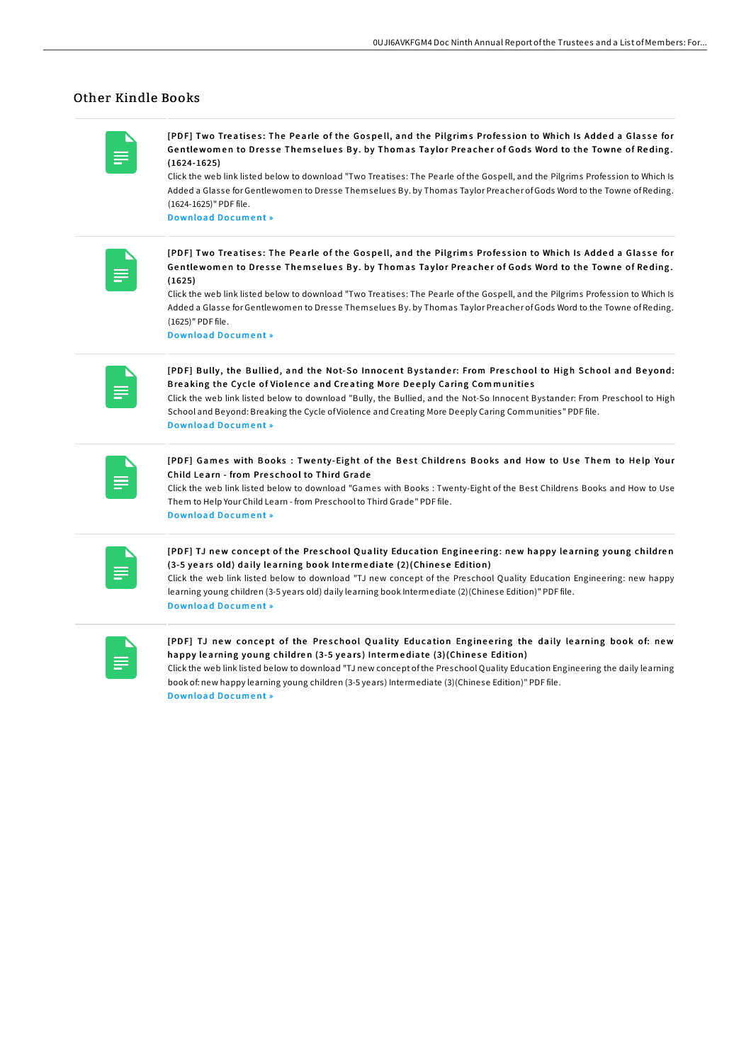## Other Kindle Books

**[PDF] Two Treatises: The Pearle of the Gospell, and the Pilgrims Profession to Which Is Added a Glasse for Gentlewomen to Dresse Themselues By. by Thomas Taylor Preacher of Gods Word to the Towne of Reding. (1624-1625)**

Click the web link listed below to download "Two Treatises: The Pearle of the Gospell, and the Pilgrims Profession to Which Is Added a Glasse for Gentlewomen to Dresse Themselues By. by Thomas Taylor Preacher of Gods Word to the Towne of Reding. (1624-1625)" PDF file.

Download Document »

**[PDF] Two Treatises: The Pearle of the Gospell, and the Pilgrims Profession to Which Is Added a Glasse for Gentlewomen to Dresse Themselues By. by Thomas Taylor Preacher of Gods Word to the Towne of Reding. (1625)**

Click the web link listed below to download "Two Treatises: The Pearle of the Gospell, and the Pilgrims Profession to Which Is Added a Glasse for Gentlewomen to Dresse Themselues By. by Thomas Taylor Preacher of Gods Word to the Towne of Reding. (1625)" PDF file.

Download Document »

**[PDF] Bully, the Bullied, and the Not-So Innocent Bystander: From Preschool to High School and Beyond: Breaking the Cycle of Violence and Creating More Deeply Caring Communities**

Click the web link listed below to download "Bully, the Bullied, and the Not-So Innocent Bystander: From Preschool to High School and Beyond: Breaking the Cycle of Violence and Creating More Deeply Caring Communities" PDF file.

Download Document »

**[PDF] Games with Books : Twenty-Eight of the Best Childrens Books and How to Use Them to Help Your Child Learn - from Preschool to Third Grade**

Click the web link listed below to download "Games with Books : Twenty-Eight of the Best Childrens Books and How to Use Them to Help Your Child Learn - from Preschool to Third Grade" PDF file.

Download Document »

**[PDF] TJ new concept of the Preschool Quality Education Engineering: new happy learning young children (3-5 years old) daily learning book Intermediate (2)(Chinese Edition)**

Click the web link listed below to download "TJ new concept of the Preschool Quality Education Engineering: new happy learning young children (3-5 years old) daily learning book Intermediate (2)(Chinese Edition)" PDF file.

Download Document »

**[PDF] TJ new concept of the Preschool Quality Education Engineering the daily learning book of: new happy learning young children (3-5 years) Intermediate (3)(Chinese Edition)**

Click the web link listed below to download "TJ new concept of the Preschool Quality Education Engineering the daily learning book of: new happy learning young children (3-5 years) Intermediate (3)(Chinese Edition)" PDF file.

Download Document »